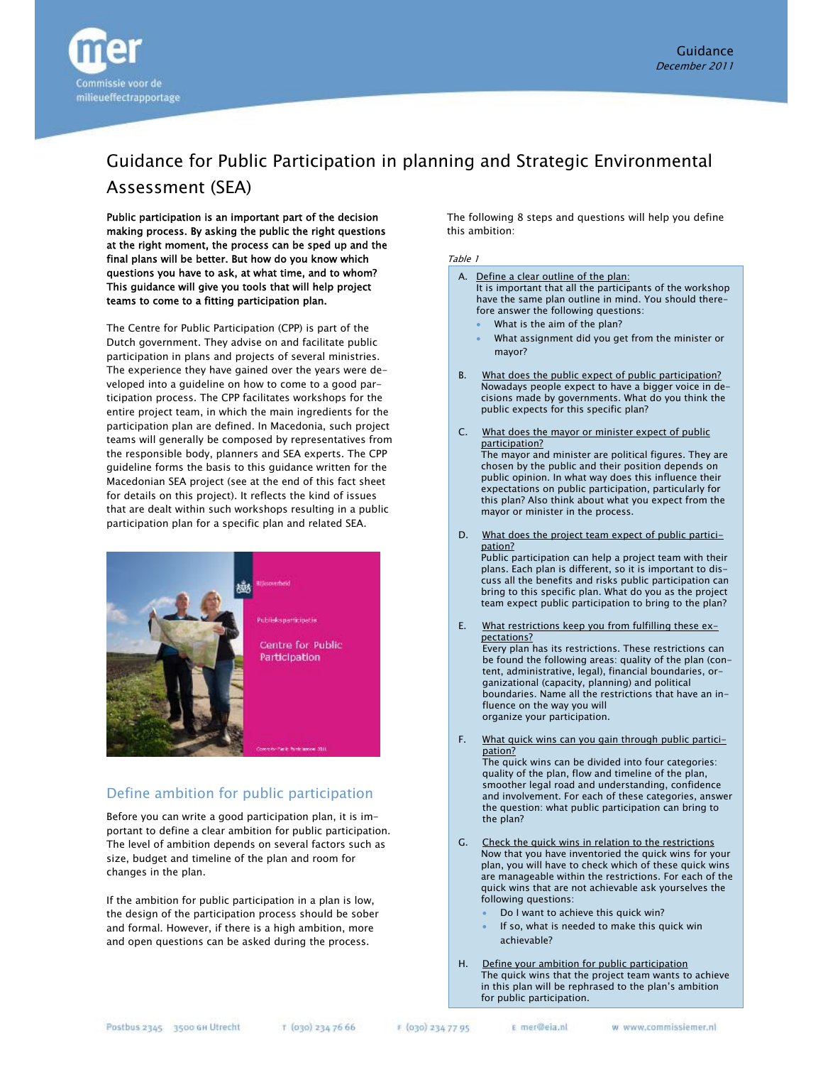Guidance
*December 2011*

# Guidance for Public Participation in planning and Strategic Environmental Assessment (SEA)

**Public participation is an important part of the decision making process. By asking the public the right questions at the right moment, the process can be sped up and the final plans will be better. But how do you know which questions you have to ask, at what time, and to whom? This guidance will give you tools that will help project teams to come to a fitting participation plan.**

The Centre for Public Participation (CPP) is part of the Dutch government. They advise on and facilitate public participation in plans and projects of several ministries. The experience they have gained over the years were developed into a guideline on how to come to a good participation process. The CPP facilitates workshops for the entire project team, in which the main ingredients for the participation plan are defined. In Macedonia, such project teams will generally be composed by representatives from the responsible body, planners and SEA experts. The CPP guideline forms the basis to this guidance written for the Macedonian SEA project (see at the end of this fact sheet for details on this project). It reflects the kind of issues that are dealt within such workshops resulting in a public participation plan for a specific plan and related SEA.

## Define ambition for public participation

Before you can write a good participation plan, it is important to define a clear ambition for public participation. The level of ambition depends on several factors such as size, budget and timeline of the plan and room for changes in the plan.

If the ambition for public participation in a plan is low, the design of the participation process should be sober and formal. However, if there is a high ambition, more and open questions can be asked during the process.

The following 8 steps and questions will help you define this ambition:

*Table 1*

A. Define a clear outline of the plan:
It is important that all the participants of the workshop have the same plan outline in mind. You should therefore answer the following questions:
- What is the aim of the plan?
- What assignment did you get from the minister or mayor?

B. What does the public expect of public participation?
Nowadays people expect to have a bigger voice in decisions made by governments. What do you think the public expects for this specific plan?

C. What does the mayor or minister expect of public participation?
The mayor and minister are political figures. They are chosen by the public and their position depends on public opinion. In what way does this influence their expectations on public participation, particularly for this plan? Also think about what you expect from the mayor or minister in the process.

D. What does the project team expect of public participation?
Public participation can help a project team with their plans. Each plan is different, so it is important to discuss all the benefits and risks public participation can bring to this specific plan. What do you as the project team expect public participation to bring to the plan?

E. What restrictions keep you from fulfilling these expectations?
Every plan has its restrictions. These restrictions can be found the following areas: quality of the plan (content, administrative, legal), financial boundaries, organizational (capacity, planning) and political boundaries. Name all the restrictions that have an influence on the way you will organize your participation.

F. What quick wins can you gain through public participation?
The quick wins can be divided into four categories: quality of the plan, flow and timeline of the plan, smoother legal road and understanding, confidence and involvement. For each of these categories, answer the question: what public participation can bring to the plan?

G. Check the quick wins in relation to the restrictions
Now that you have inventoried the quick wins for your plan, you will have to check which of these quick wins are manageable within the restrictions. For each of the quick wins that are not achievable ask yourselves the following questions:
- Do I want to achieve this quick win?
- If so, what is needed to make this quick win achievable?

H. Define your ambition for public participation
The quick wins that the project team wants to achieve in this plan will be rephrased to the plan's ambition for public participation.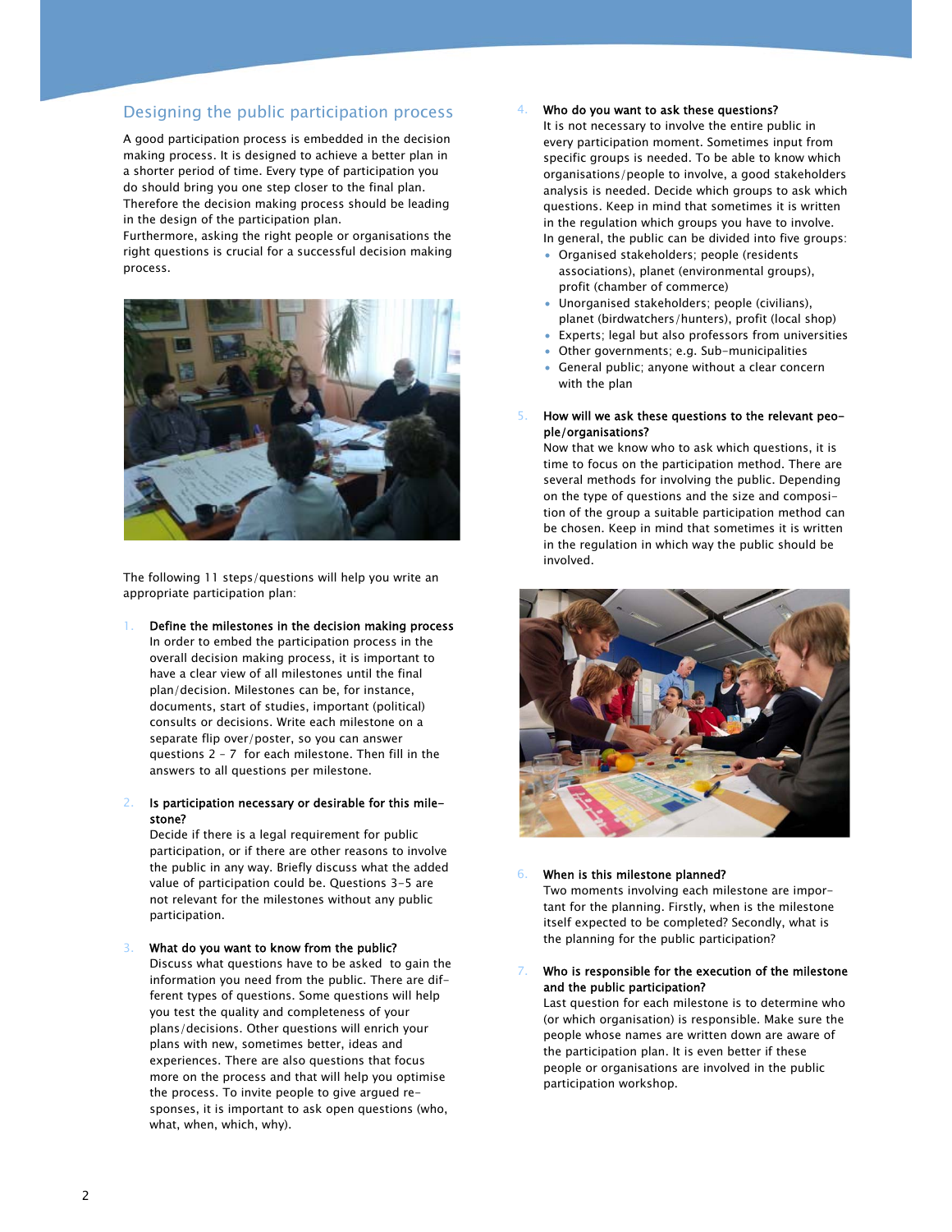## Designing the public participation process

A good participation process is embedded in the decision making process. It is designed to achieve a better plan in a shorter period of time. Every type of participation you do should bring you one step closer to the final plan. Therefore the decision making process should be leading in the design of the participation plan.
Furthermore, asking the right people or organisations the right questions is crucial for a successful decision making process.

The following 11 steps/questions will help you write an appropriate participation plan:

1. **Define the milestones in the decision making process**
   In order to embed the participation process in the overall decision making process, it is important to have a clear view of all milestones until the final plan/decision. Milestones can be, for instance, documents, start of studies, important (political) consults or decisions. Write each milestone on a separate flip over/poster, so you can answer questions 2 – 7 for each milestone. Then fill in the answers to all questions per milestone.

2. **Is participation necessary or desirable for this milestone?**
   Decide if there is a legal requirement for public participation, or if there are other reasons to involve the public in any way. Briefly discuss what the added value of participation could be. Questions 3-5 are not relevant for the milestones without any public participation.

3. **What do you want to know from the public?**
   Discuss what questions have to be asked to gain the information you need from the public. There are different types of questions. Some questions will help you test the quality and completeness of your plans/decisions. Other questions will enrich your plans with new, sometimes better, ideas and experiences. There are also questions that focus more on the process and that will help you optimise the process. To invite people to give argued responses, it is important to ask open questions (who, what, when, which, why).

4. **Who do you want to ask these questions?**
   It is not necessary to involve the entire public in every participation moment. Sometimes input from specific groups is needed. To be able to know which organisations/people to involve, a good stakeholders analysis is needed. Decide which groups to ask which questions. Keep in mind that sometimes it is written in the regulation which groups you have to involve. In general, the public can be divided into five groups:
   - Organised stakeholders; people (residents associations), planet (environmental groups), profit (chamber of commerce)
   - Unorganised stakeholders; people (civilians), planet (birdwatchers/hunters), profit (local shop)
   - Experts; legal but also professors from universities
   - Other governments; e.g. Sub-municipalities
   - General public; anyone without a clear concern with the plan

5. **How will we ask these questions to the relevant people/organisations?**
   Now that we know who to ask which questions, it is time to focus on the participation method. There are several methods for involving the public. Depending on the type of questions and the size and composition of the group a suitable participation method can be chosen. Keep in mind that sometimes it is written in the regulation in which way the public should be involved.

6. **When is this milestone planned?**
   Two moments involving each milestone are important for the planning. Firstly, when is the milestone itself expected to be completed? Secondly, what is the planning for the public participation?

7. **Who is responsible for the execution of the milestone and the public participation?**
   Last question for each milestone is to determine who (or which organisation) is responsible. Make sure the people whose names are written down are aware of the participation plan. It is even better if these people or organisations are involved in the public participation workshop.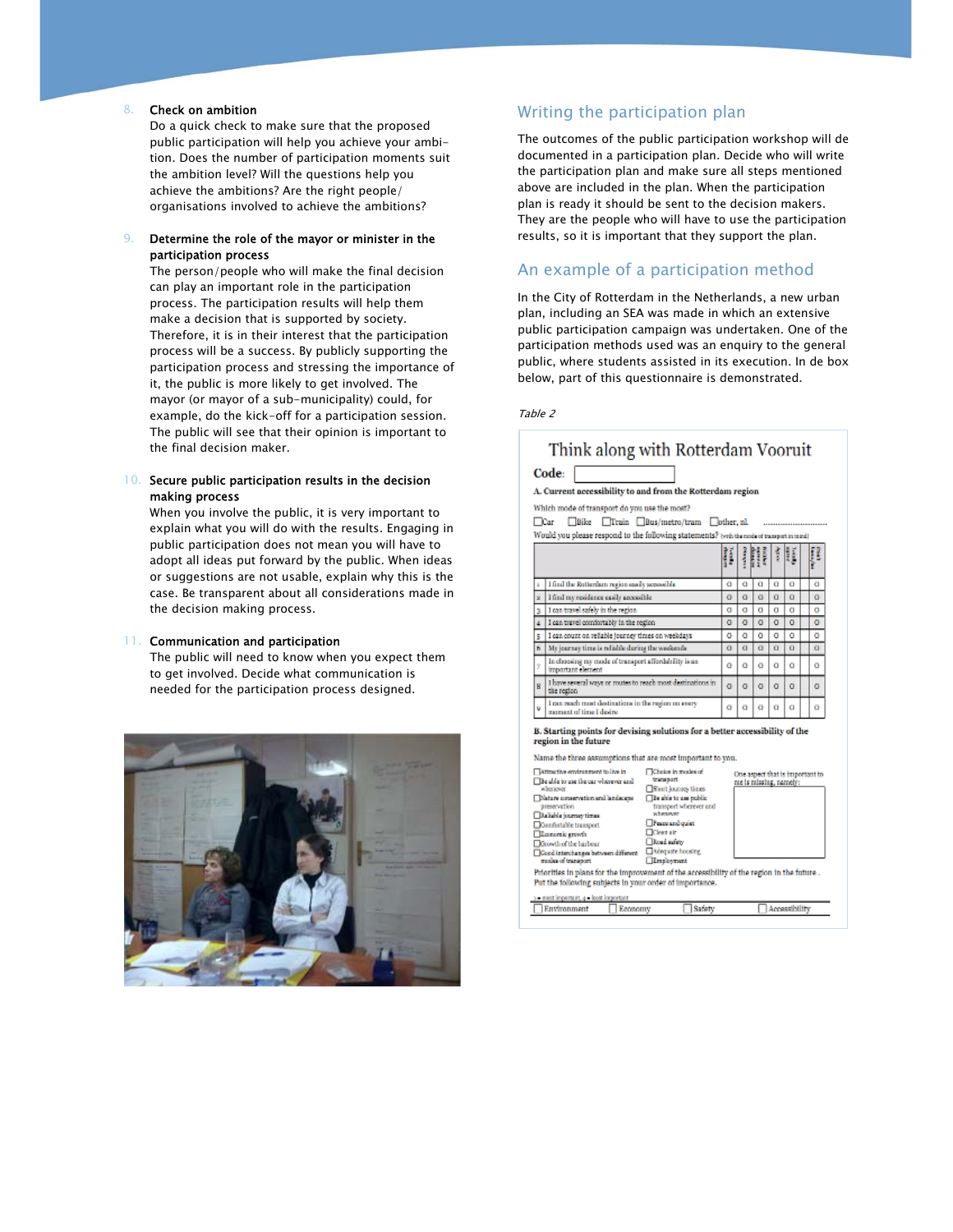8. **Check on ambition**
   Do a quick check to make sure that the proposed public participation will help you achieve your ambition. Does the number of participation moments suit the ambition level? Will the questions help you achieve the ambitions? Are the right people/organisations involved to achieve the ambitions?

9. **Determine the role of the mayor or minister in the participation process**
   The person/people who will make the final decision can play an important role in the participation process. The participation results will help them make a decision that is supported by society. Therefore, it is in their interest that the participation process will be a success. By publicly supporting the participation process and stressing the importance of it, the public is more likely to get involved. The mayor (or mayor of a sub-municipality) could, for example, do the kick-off for a participation session. The public will see that their opinion is important to the final decision maker.

10. **Secure public participation results in the decision making process**
    When you involve the public, it is very important to explain what you will do with the results. Engaging in public participation does not mean you will have to adopt all ideas put forward by the public. When ideas or suggestions are not usable, explain why this is the case. Be transparent about all considerations made in the decision making process.

11. **Communication and participation**
    The public will need to know when you expect them to get involved. Decide what communication is needed for the participation process designed.

## Writing the participation plan

The outcomes of the public participation workshop will de documented in a participation plan. Decide who will write the participation plan and make sure all steps mentioned above are included in the plan. When the participation plan is ready it should be sent to the decision makers. They are the people who will have to use the participation results, so it is important that they support the plan.

## An example of a participation method

In the City of Rotterdam in the Netherlands, a new urban plan, including an SEA was made in which an extensive public participation campaign was undertaken. One of the participation methods used was an enquiry to the general public, where students assisted in its execution. In de box below, part of this questionnaire is demonstrated.

*Table 2*

### Think along with Rotterdam Vooruit

**Code:** ______

**A. Current accessibility to and from the Rotterdam region**

Which mode of transport do you use the most?

☐ Car ☐ Bike ☐ Train ☐ Bus/metro/tram ☐ other, nl. ..........

Would you please respond to the following statements? (with the mode of transport in mind)

| | Statement | Totally disagree | Disagree | Neither agree nor disagree | Agree | Totally agree | Don't know/no opinion |
|---|---|---|---|---|---|---|---|
| 1 | I find the Rotterdam region easily accessible | ○ | ○ | ○ | ○ | ○ | ○ |
| 2 | I find my residence easily accessible | ○ | ○ | ○ | ○ | ○ | ○ |
| 3 | I can travel safely in the region | ○ | ○ | ○ | ○ | ○ | ○ |
| 4 | I can travel comfortably in the region | ○ | ○ | ○ | ○ | ○ | ○ |
| 5 | I can count on reliable journey times on weekdays | ○ | ○ | ○ | ○ | ○ | ○ |
| 6 | My journey time is reliable during the weekends | ○ | ○ | ○ | ○ | ○ | ○ |
| 7 | In choosing my mode of transport affordability is an important element | ○ | ○ | ○ | ○ | ○ | ○ |
| 8 | I have several ways or routes to reach most destinations in the region | ○ | ○ | ○ | ○ | ○ | ○ |
| 9 | I can reach most destinations in the region on every moment of time I desire | ○ | ○ | ○ | ○ | ○ | ○ |

**B. Starting points for devising solutions for a better accessibility of the region in the future**

Name the three assumptions that are most important to you.

☐ Attractive environment to live in
☐ Be able to use the car wherever and whenever
☐ Nature conservation and landscape preservation
☐ Reliable journey times
☐ Comfortable transport
☐ Economic growth
☐ Growth of the harbour
☐ Good interchanges between different modes of transport
☐ Choice in modes of transport
☐ Short journey times
☐ Be able to use public transport wherever and whenever
☐ Peace and quiet
☐ Clean air
☐ Road safety
☐ Adequate housing
☐ Employment

One aspect that is important to me is missing, namely:

Priorities in plans for the improvement of the accessibility of the region in the future. Put the following subjects in your order of importance.

1 = most important, 4 = least important

☐ Environment ☐ Economy ☐ Safety ☐ Accessibility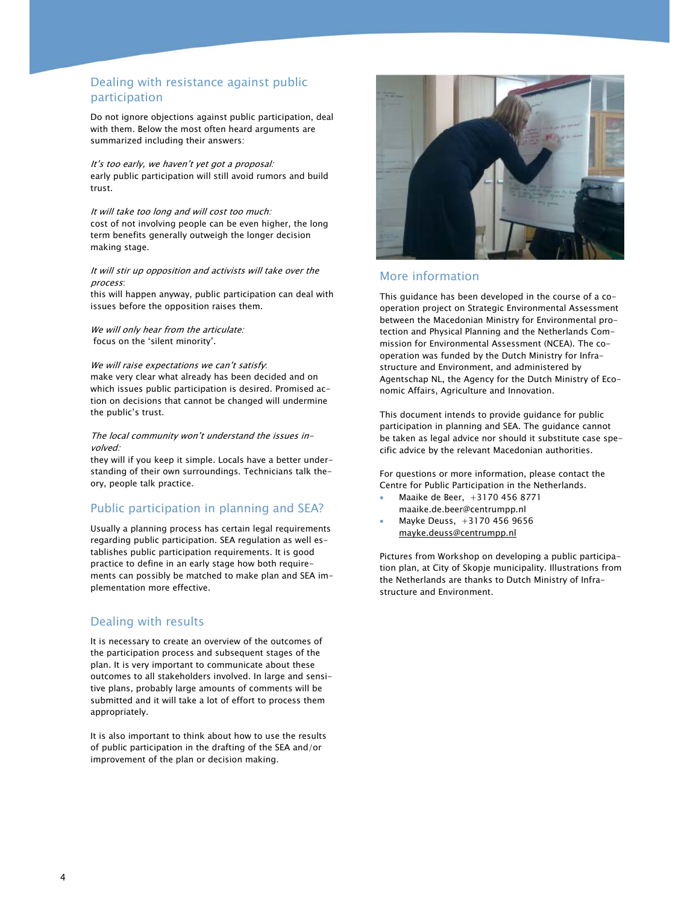## Dealing with resistance against public participation

Do not ignore objections against public participation, deal with them. Below the most often heard arguments are summarized including their answers:

*It's too early, we haven't yet got a proposal:*
early public participation will still avoid rumors and build trust.

*It will take too long and will cost too much:*
cost of not involving people can be even higher, the long term benefits generally outweigh the longer decision making stage.

*It will stir up opposition and activists will take over the process*:
this will happen anyway, public participation can deal with issues before the opposition raises them.

*We will only hear from the articulate:*
focus on the 'silent minority'.

*We will raise expectations we can't satisfy*:
make very clear what already has been decided and on which issues public participation is desired. Promised action on decisions that cannot be changed will undermine the public's trust.

*The local community won't understand the issues involved:*
they will if you keep it simple. Locals have a better understanding of their own surroundings. Technicians talk theory, people talk practice.

## Public participation in planning and SEA?

Usually a planning process has certain legal requirements regarding public participation. SEA regulation as well establishes public participation requirements. It is good practice to define in an early stage how both requirements can possibly be matched to make plan and SEA implementation more effective.

## Dealing with results

It is necessary to create an overview of the outcomes of the participation process and subsequent stages of the plan. It is very important to communicate about these outcomes to all stakeholders involved. In large and sensitive plans, probably large amounts of comments will be submitted and it will take a lot of effort to process them appropriately.

It is also important to think about how to use the results of public participation in the drafting of the SEA and/or improvement of the plan or decision making.

## More information

This guidance has been developed in the course of a co-operation project on Strategic Environmental Assessment between the Macedonian Ministry for Environmental protection and Physical Planning and the Netherlands Commission for Environmental Assessment (NCEA). The co-operation was funded by the Dutch Ministry for Infrastructure and Environment, and administered by Agentschap NL, the Agency for the Dutch Ministry of Economic Affairs, Agriculture and Innovation.

This document intends to provide guidance for public participation in planning and SEA. The guidance cannot be taken as legal advice nor should it substitute case specific advice by the relevant Macedonian authorities.

For questions or more information, please contact the Centre for Public Participation in the Netherlands.

- Maaike de Beer, +3170 456 8771 maaike.de.beer@centrumpp.nl
- Mayke Deuss, +3170 456 9656 mayke.deuss@centrumpp.nl

Pictures from Workshop on developing a public participation plan, at City of Skopje municipality. Illustrations from the Netherlands are thanks to Dutch Ministry of Infrastructure and Environment.